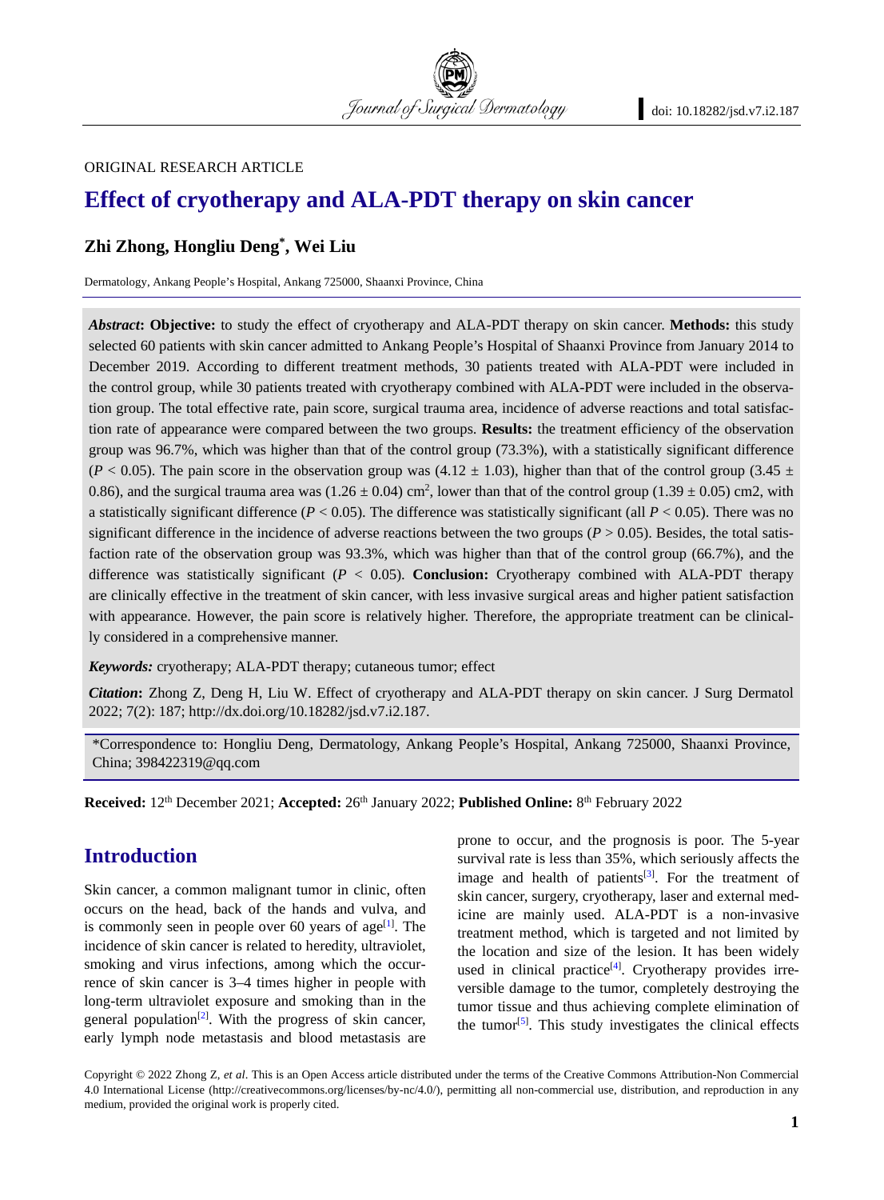ORIGINAL RESEARCH ARTICLE

# Effect of cryotherapy and ALA-PDT therapy on skin cancer

**Zhi Zhong, Hongliu Deng*, Wei Liu**

Dermatology, Ankang People's Hospital, Ankang 725000, Shaanxi Province, China

***Abstract*:** **Objective:** to study the effect of cryotherapy and ALA-PDT therapy on skin cancer. **Methods:** this study selected 60 patients with skin cancer admitted to Ankang People's Hospital of Shaanxi Province from January 2014 to December 2019. According to different treatment methods, 30 patients treated with ALA-PDT were included in the control group, while 30 patients treated with cryotherapy combined with ALA-PDT were included in the observation group. The total effective rate, pain score, surgical trauma area, incidence of adverse reactions and total satisfaction rate of appearance were compared between the two groups. **Results:** the treatment efficiency of the observation group was 96.7%, which was higher than that of the control group (73.3%), with a statistically significant difference ($P < 0.05$). The pain score in the observation group was ($4.12 \pm 1.03$), higher than that of the control group ($3.45 \pm 0.86$), and the surgical trauma area was ($1.26 \pm 0.04$) $cm^2$, lower than that of the control group ($1.39 \pm 0.05$) cm2, with a statistically significant difference ($P < 0.05$). The difference was statistically significant (all $P < 0.05$). There was no significant difference in the incidence of adverse reactions between the two groups ($P > 0.05$). Besides, the total satisfaction rate of the observation group was 93.3%, which was higher than that of the control group (66.7%), and the difference was statistically significant ($P < 0.05$). **Conclusion:** Cryotherapy combined with ALA-PDT therapy are clinically effective in the treatment of skin cancer, with less invasive surgical areas and higher patient satisfaction with appearance. However, the pain score is relatively higher. Therefore, the appropriate treatment can be clinically considered in a comprehensive manner.

***Keywords:*** cryotherapy; ALA-PDT therapy; cutaneous tumor; effect

***Citation*:** Zhong Z, Deng H, Liu W. Effect of cryotherapy and ALA-PDT therapy on skin cancer. J Surg Dermatol 2022; 7(2): 187; http://dx.doi.org/10.18282/jsd.v7.i2.187.

*Correspondence to: Hongliu Deng, Dermatology, Ankang People's Hospital, Ankang 725000, Shaanxi Province, China; 398422319@qq.com

**Received:** 12th December 2021; **Accepted:** 26th January 2022; **Published Online:** 8th February 2022

## Introduction

Skin cancer, a common malignant tumor in clinic, often occurs on the head, back of the hands and vulva, and is commonly seen in people over 60 years of age[1]. The incidence of skin cancer is related to heredity, ultraviolet, smoking and virus infections, among which the occurrence of skin cancer is 3–4 times higher in people with long-term ultraviolet exposure and smoking than in the general population[2]. With the progress of skin cancer, early lymph node metastasis and blood metastasis are prone to occur, and the prognosis is poor. The 5-year survival rate is less than 35%, which seriously affects the image and health of patients[3]. For the treatment of skin cancer, surgery, cryotherapy, laser and external medicine are mainly used. ALA-PDT is a non-invasive treatment method, which is targeted and not limited by the location and size of the lesion. It has been widely used in clinical practice[4]. Cryotherapy provides irreversible damage to the tumor, completely destroying the tumor tissue and thus achieving complete elimination of the tumor[5]. This study investigates the clinical effects

Copyright © 2022 Zhong Z, *et al*. This is an Open Access article distributed under the terms of the Creative Commons Attribution-Non Commercial 4.0 International License (http://creativecommons.org/licenses/by-nc/4.0/), permitting all non-commercial use, distribution, and reproduction in any medium, provided the original work is properly cited.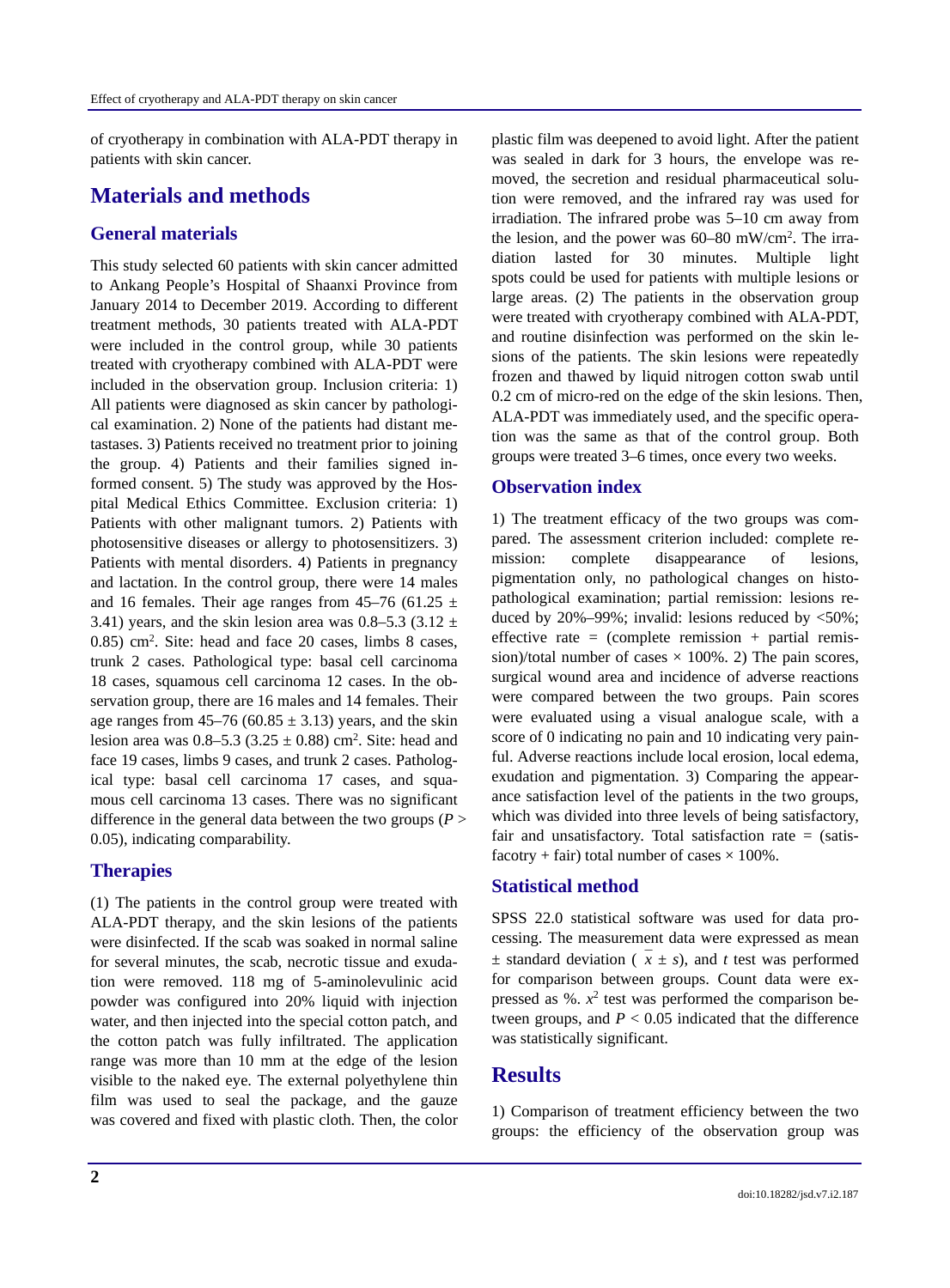of cryotherapy in combination with ALA-PDT therapy in patients with skin cancer.

## Materials and methods

### General materials

This study selected 60 patients with skin cancer admitted to Ankang People's Hospital of Shaanxi Province from January 2014 to December 2019. According to different treatment methods, 30 patients treated with ALA-PDT were included in the control group, while 30 patients treated with cryotherapy combined with ALA-PDT were included in the observation group. Inclusion criteria: 1) All patients were diagnosed as skin cancer by pathological examination. 2) None of the patients had distant metastases. 3) Patients received no treatment prior to joining the group. 4) Patients and their families signed informed consent. 5) The study was approved by the Hospital Medical Ethics Committee. Exclusion criteria: 1) Patients with other malignant tumors. 2) Patients with photosensitive diseases or allergy to photosensitizers. 3) Patients with mental disorders. 4) Patients in pregnancy and lactation. In the control group, there were 14 males and 16 females. Their age ranges from 45–76 (61.25 ± 3.41) years, and the skin lesion area was 0.8–5.3 (3.12 ± 0.85) $cm^2$. Site: head and face 20 cases, limbs 8 cases, trunk 2 cases. Pathological type: basal cell carcinoma 18 cases, squamous cell carcinoma 12 cases. In the observation group, there are 16 males and 14 females. Their age ranges from 45–76 (60.85 ± 3.13) years, and the skin lesion area was 0.8–5.3 (3.25 ± 0.88) $cm^2$. Site: head and face 19 cases, limbs 9 cases, and trunk 2 cases. Pathological type: basal cell carcinoma 17 cases, and squamous cell carcinoma 13 cases. There was no significant difference in the general data between the two groups ($P > 0.05$), indicating comparability.

### Therapies

(1) The patients in the control group were treated with ALA-PDT therapy, and the skin lesions of the patients were disinfected. If the scab was soaked in normal saline for several minutes, the scab, necrotic tissue and exudation were removed. 118 mg of 5-aminolevulinic acid powder was configured into 20% liquid with injection water, and then injected into the special cotton patch, and the cotton patch was fully infiltrated. The application range was more than 10 mm at the edge of the lesion visible to the naked eye. The external polyethylene thin film was used to seal the package, and the gauze was covered and fixed with plastic cloth. Then, the color plastic film was deepened to avoid light. After the patient was sealed in dark for 3 hours, the envelope was removed, the secretion and residual pharmaceutical solution were removed, and the infrared ray was used for irradiation. The infrared probe was 5–10 cm away from the lesion, and the power was 60–80 mW/$cm^2$. The irradiation lasted for 30 minutes. Multiple light spots could be used for patients with multiple lesions or large areas. (2) The patients in the observation group were treated with cryotherapy combined with ALA-PDT, and routine disinfection was performed on the skin lesions of the patients. The skin lesions were repeatedly frozen and thawed by liquid nitrogen cotton swab until 0.2 cm of micro-red on the edge of the skin lesions. Then, ALA-PDT was immediately used, and the specific operation was the same as that of the control group. Both groups were treated 3–6 times, once every two weeks.

### Observation index

1) The treatment efficacy of the two groups was compared. The assessment criterion included: complete remission: complete disappearance of lesions, pigmentation only, no pathological changes on histopathological examination; partial remission: lesions reduced by 20%–99%; invalid: lesions reduced by <50%; effective rate = (complete remission + partial remission)/total number of cases × 100%. 2) The pain scores, surgical wound area and incidence of adverse reactions were compared between the two groups. Pain scores were evaluated using a visual analogue scale, with a score of 0 indicating no pain and 10 indicating very painful. Adverse reactions include local erosion, local edema, exudation and pigmentation. 3) Comparing the appearance satisfaction level of the patients in the two groups, which was divided into three levels of being satisfactory, fair and unsatisfactory. Total satisfaction rate = (satisfacoty + fair) total number of cases × 100%.

### Statistical method

SPSS 22.0 statistical software was used for data processing. The measurement data were expressed as mean ± standard deviation ( $\bar{x} \pm s$), and $t$ test was performed for comparison between groups. Count data were expressed as %. $x^2$ test was performed the comparison between groups, and $P < 0.05$ indicated that the difference was statistically significant.

## Results

1) Comparison of treatment efficiency between the two groups: the efficiency of the observation group was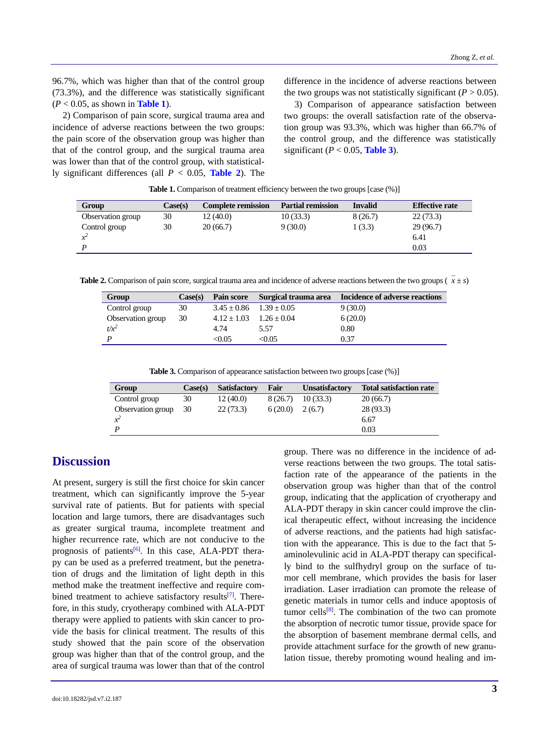96.7%, which was higher than that of the control group (73.3%), and the difference was statistically significant ($P < 0.05$, as shown in **Table 1**).

2) Comparison of pain score, surgical trauma area and incidence of adverse reactions between the two groups: the pain score of the observation group was higher than that of the control group, and the surgical trauma area was lower than that of the control group, with statistically significant differences (all $P < 0.05$, **Table 2**). The difference in the incidence of adverse reactions between the two groups was not statistically significant ($P > 0.05$).

3) Comparison of appearance satisfaction between two groups: the overall satisfaction rate of the observation group was 93.3%, which was higher than 66.7% of the control group, and the difference was statistically significant ($P < 0.05$, **Table 3**).

**Table 1.** Comparison of treatment efficiency between the two groups [case (%)]

| Group | Case(s) | Complete remission | Partial remission | Invalid | Effective rate |
|---|---|---|---|---|---|
| Observation group | 30 | 12 (40.0) | 10 (33.3) | 8 (26.7) | 22 (73.3) |
| Control group | 30 | 20 (66.7) | 9 (30.0) | 1 (3.3) | 29 (96.7) |
| $x^2$ | | | | | 6.41 |
| $P$ | | | | | 0.03 |

**Table 2.** Comparison of pain score, surgical trauma area and incidence of adverse reactions between the two groups ($\bar{x} \pm s$)

| Group | Case(s) | Pain score | Surgical trauma area | Incidence of adverse reactions |
|---|---|---|---|---|
| Control group | 30 | 3.45 ± 0.86 | 1.39 ± 0.05 | 9 (30.0) |
| Observation group | 30 | 4.12 ± 1.03 | 1.26 ± 0.04 | 6 (20.0) |
| $t/x^2$ | | 4.74 | 5.57 | 0.80 |
| $P$ | | <0.05 | <0.05 | 0.37 |

**Table 3.** Comparison of appearance satisfaction between two groups [case (%)]

| Group | Case(s) | Satisfactory | Fair | Unsatisfactory | Total satisfaction rate |
|---|---|---|---|---|---|
| Control group | 30 | 12 (40.0) | 8 (26.7) | 10 (33.3) | 20 (66.7) |
| Observation group | 30 | 22 (73.3) | 6 (20.0) | 2 (6.7) | 28 (93.3) |
| $x^2$ | | | | | 6.67 |
| $P$ | | | | | 0.03 |

## Discussion

At present, surgery is still the first choice for skin cancer treatment, which can significantly improve the 5-year survival rate of patients. But for patients with special location and large tumors, there are disadvantages such as greater surgical trauma, incomplete treatment and higher recurrence rate, which are not conducive to the prognosis of patients[6]. In this case, ALA-PDT therapy can be used as a preferred treatment, but the penetration of drugs and the limitation of light depth in this method make the treatment ineffective and require combined treatment to achieve satisfactory results[7]. Therefore, in this study, cryotherapy combined with ALA-PDT therapy were applied to patients with skin cancer to provide the basis for clinical treatment. The results of this study showed that the pain score of the observation group was higher than that of the control group, and the area of surgical trauma was lower than that of the control group. There was no difference in the incidence of adverse reactions between the two groups. The total satisfaction rate of the appearance of the patients in the observation group was higher than that of the control group, indicating that the application of cryotherapy and ALA-PDT therapy in skin cancer could improve the clinical therapeutic effect, without increasing the incidence of adverse reactions, and the patients had high satisfaction with the appearance. This is due to the fact that 5-aminolevulinic acid in ALA-PDT therapy can specifically bind to the sulfhydryl group on the surface of tumor cell membrane, which provides the basis for laser irradiation. Laser irradiation can promote the release of genetic materials in tumor cells and induce apoptosis of tumor cells[8]. The combination of the two can promote the absorption of necrotic tumor tissue, provide space for the absorption of basement membrane dermal cells, and provide attachment surface for the growth of new granulation tissue, thereby promoting wound healing and im-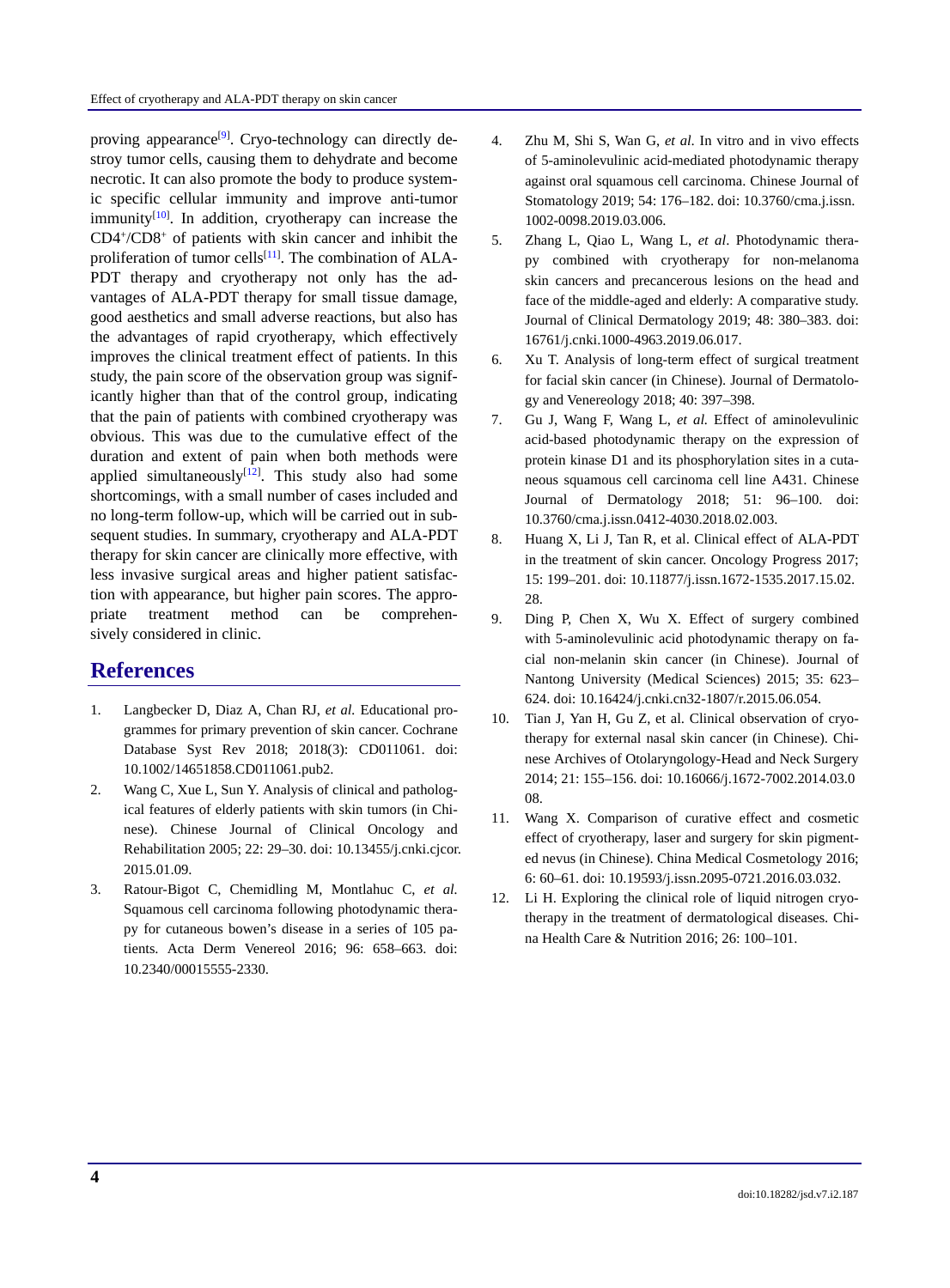proving appearance[9]. Cryo-technology can directly destroy tumor cells, causing them to dehydrate and become necrotic. It can also promote the body to produce systemic specific cellular immunity and improve anti-tumor immunity[10]. In addition, cryotherapy can increase the $CD4^+/CD8^+$ of patients with skin cancer and inhibit the proliferation of tumor cells[11]. The combination of ALA-PDT therapy and cryotherapy not only has the advantages of ALA-PDT therapy for small tissue damage, good aesthetics and small adverse reactions, but also has the advantages of rapid cryotherapy, which effectively improves the clinical treatment effect of patients. In this study, the pain score of the observation group was significantly higher than that of the control group, indicating that the pain of patients with combined cryotherapy was obvious. This was due to the cumulative effect of the duration and extent of pain when both methods were applied simultaneously[12]. This study also had some shortcomings, with a small number of cases included and no long-term follow-up, which will be carried out in subsequent studies. In summary, cryotherapy and ALA-PDT therapy for skin cancer are clinically more effective, with less invasive surgical areas and higher patient satisfaction with appearance, but higher pain scores. The appropriate treatment method can be comprehensively considered in clinic.

## References

1. Langbecker D, Diaz A, Chan RJ, *et al.* Educational programmes for primary prevention of skin cancer. Cochrane Database Syst Rev 2018; 2018(3): CD011061. doi: 10.1002/14651858.CD011061.pub2.
2. Wang C, Xue L, Sun Y. Analysis of clinical and pathological features of elderly patients with skin tumors (in Chinese). Chinese Journal of Clinical Oncology and Rehabilitation 2005; 22: 29–30. doi: 10.13455/j.cnki.cjcor.2015.01.09.
3. Ratour-Bigot C, Chemidling M, Montlahuc C, *et al.* Squamous cell carcinoma following photodynamic therapy for cutaneous bowen's disease in a series of 105 patients. Acta Derm Venereol 2016; 96: 658–663. doi: 10.2340/00015555-2330.
4. Zhu M, Shi S, Wan G, *et al*. In vitro and in vivo effects of 5-aminolevulinic acid-mediated photodynamic therapy against oral squamous cell carcinoma. Chinese Journal of Stomatology 2019; 54: 176–182. doi: 10.3760/cma.j.issn.1002-0098.2019.03.006.
5. Zhang L, Qiao L, Wang L, *et al*. Photodynamic therapy combined with cryotherapy for non-melanoma skin cancers and precancerous lesions on the head and face of the middle-aged and elderly: A comparative study. Journal of Clinical Dermatology 2019; 48: 380–383. doi: 16761/j.cnki.1000-4963.2019.06.017.
6. Xu T. Analysis of long-term effect of surgical treatment for facial skin cancer (in Chinese). Journal of Dermatology and Venereology 2018; 40: 397–398.
7. Gu J, Wang F, Wang L, *et al.* Effect of aminolevulinic acid-based photodynamic therapy on the expression of protein kinase D1 and its phosphorylation sites in a cutaneous squamous cell carcinoma cell line A431. Chinese Journal of Dermatology 2018; 51: 96–100. doi: 10.3760/cma.j.issn.0412-4030.2018.02.003.
8. Huang X, Li J, Tan R, et al. Clinical effect of ALA-PDT in the treatment of skin cancer. Oncology Progress 2017; 15: 199–201. doi: 10.11877/j.issn.1672-1535.2017.15.02.28.
9. Ding P, Chen X, Wu X. Effect of surgery combined with 5-aminolevulinic acid photodynamic therapy on facial non-melanin skin cancer (in Chinese). Journal of Nantong University (Medical Sciences) 2015; 35: 623–624. doi: 10.16424/j.cnki.cn32-1807/r.2015.06.054.
10. Tian J, Yan H, Gu Z, et al. Clinical observation of cryotherapy for external nasal skin cancer (in Chinese). Chinese Archives of Otolaryngology-Head and Neck Surgery 2014; 21: 155–156. doi: 10.16066/j.1672-7002.2014.03.008.
11. Wang X. Comparison of curative effect and cosmetic effect of cryotherapy, laser and surgery for skin pigmented nevus (in Chinese). China Medical Cosmetology 2016; 6: 60–61. doi: 10.19593/j.issn.2095-0721.2016.03.032.
12. Li H. Exploring the clinical role of liquid nitrogen cryotherapy in the treatment of dermatological diseases. China Health Care & Nutrition 2016; 26: 100–101.